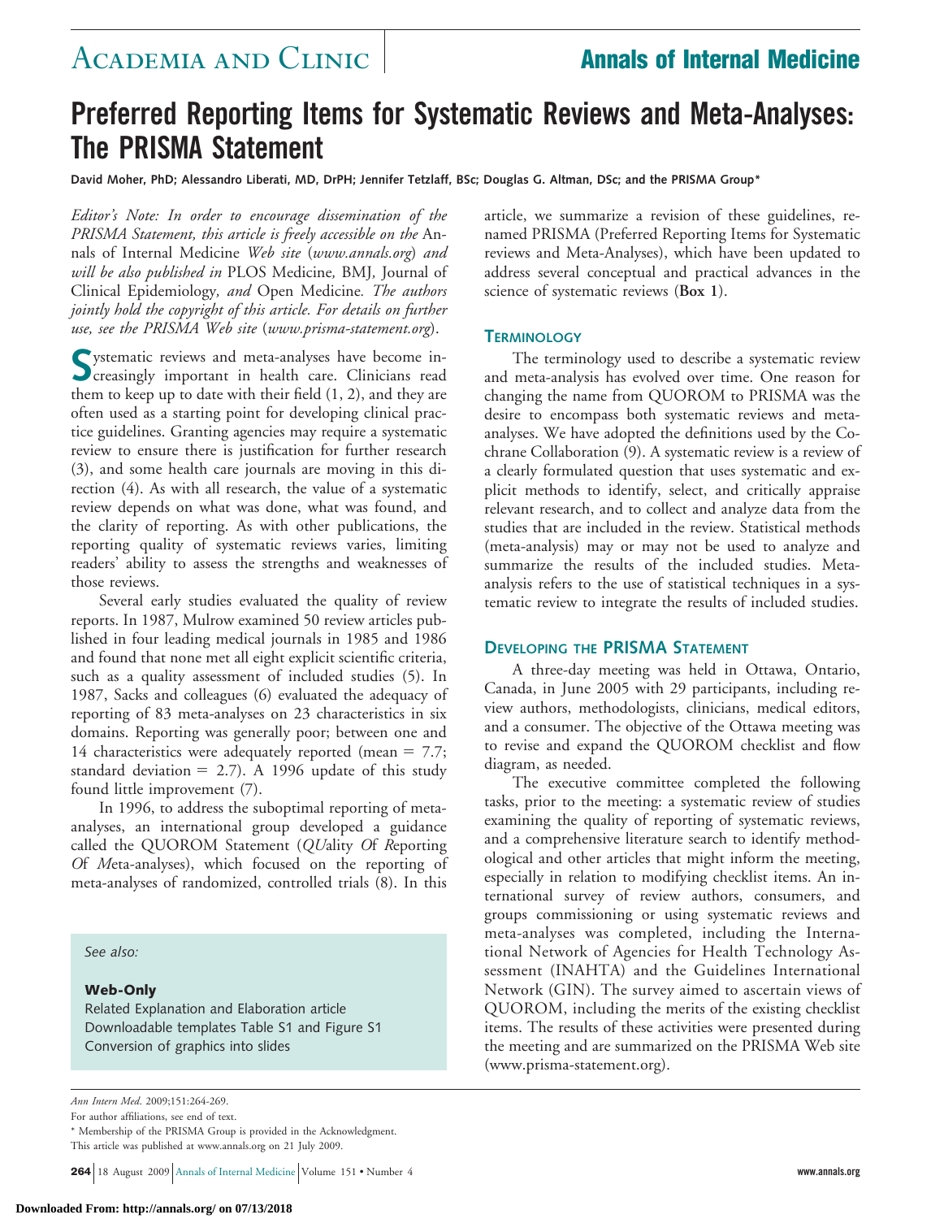# Preferred Reporting Items for Systematic Reviews and Meta-Analyses: The PRISMA Statement

**David Moher, PhD; Alessandro Liberati, MD, DrPH; Jennifer Tetzlaff, BSc; Douglas G. Altman, DSc; and the PRISMA Group***

*Editor's Note: In order to encourage dissemination of the PRISMA Statement, this article is freely accessible on the* Annals of Internal Medicine *Web site* (*www.annals.org*) *and will be also published in* PLOS Medicine*,* BMJ*,* Journal of Clinical Epidemiology*, and* Open Medicine*. The authors jointly hold the copyright of this article. For details on further use, see the PRISMA Web site* (*www.prisma-statement.org*).

Systematic reviews and meta-analyses have become increasingly important in health care. Clinicians read them to keep up to date with their field (1, 2), and they are often used as a starting point for developing clinical practice guidelines. Granting agencies may require a systematic review to ensure there is justification for further research (3), and some health care journals are moving in this direction (4). As with all research, the value of a systematic review depends on what was done, what was found, and the clarity of reporting. As with other publications, the reporting quality of systematic reviews varies, limiting readers' ability to assess the strengths and weaknesses of those reviews.

Several early studies evaluated the quality of review reports. In 1987, Mulrow examined 50 review articles published in four leading medical journals in 1985 and 1986 and found that none met all eight explicit scientific criteria, such as a quality assessment of included studies (5). In 1987, Sacks and colleagues (6) evaluated the adequacy of reporting of 83 meta-analyses on 23 characteristics in six domains. Reporting was generally poor; between one and 14 characteristics were adequately reported (mean = 7.7; standard deviation = 2.7). A 1996 update of this study found little improvement (7).

In 1996, to address the suboptimal reporting of meta-analyses, an international group developed a guidance called the QUOROM Statement (*QU*ality *O*f *R*eporting *O*f *M*eta-analyses), which focused on the reporting of meta-analyses of randomized, controlled trials (8). In this article, we summarize a revision of these guidelines, renamed PRISMA (Preferred Reporting Items for Systematic reviews and Meta-Analyses), which have been updated to address several conceptual and practical advances in the science of systematic reviews (**Box 1**).

*See also:*

**Web-Only**

Related Explanation and Elaboration article
Downloadable templates Table S1 and Figure S1
Conversion of graphics into slides

## Terminology

The terminology used to describe a systematic review and meta-analysis has evolved over time. One reason for changing the name from QUOROM to PRISMA was the desire to encompass both systematic reviews and meta-analyses. We have adopted the definitions used by the Cochrane Collaboration (9). A systematic review is a review of a clearly formulated question that uses systematic and explicit methods to identify, select, and critically appraise relevant research, and to collect and analyze data from the studies that are included in the review. Statistical methods (meta-analysis) may or may not be used to analyze and summarize the results of the included studies. Meta-analysis refers to the use of statistical techniques in a systematic review to integrate the results of included studies.

## Developing the PRISMA Statement

A three-day meeting was held in Ottawa, Ontario, Canada, in June 2005 with 29 participants, including review authors, methodologists, clinicians, medical editors, and a consumer. The objective of the Ottawa meeting was to revise and expand the QUOROM checklist and flow diagram, as needed.

The executive committee completed the following tasks, prior to the meeting: a systematic review of studies examining the quality of reporting of systematic reviews, and a comprehensive literature search to identify methodological and other articles that might inform the meeting, especially in relation to modifying checklist items. An international survey of review authors, consumers, and groups commissioning or using systematic reviews and meta-analyses was completed, including the International Network of Agencies for Health Technology Assessment (INAHTA) and the Guidelines International Network (GIN). The survey aimed to ascertain views of QUOROM, including the merits of the existing checklist items. The results of these activities were presented during the meeting and are summarized on the PRISMA Web site (www.prisma-statement.org).

*Ann Intern Med.* 2009;151:264-269.
For author affiliations, see end of text.
* Membership of the PRISMA Group is provided in the Acknowledgment.
This article was published at www.annals.org on 21 July 2009.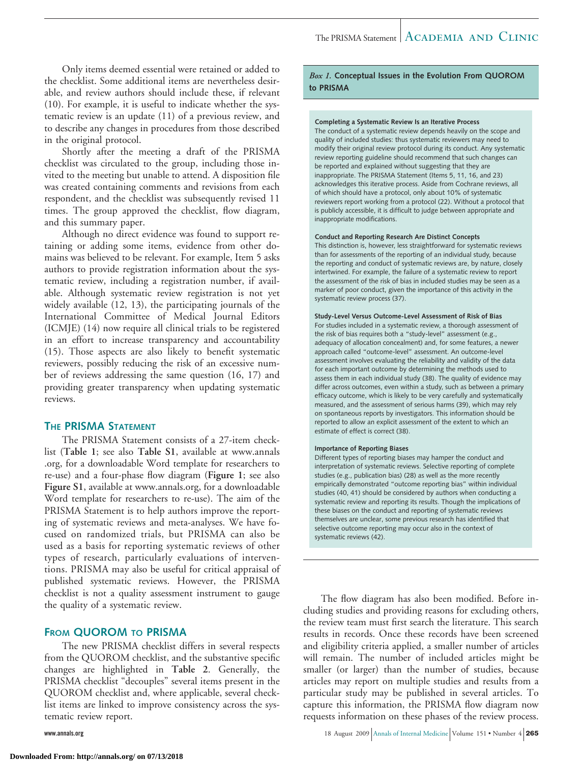Only items deemed essential were retained or added to the checklist. Some additional items are nevertheless desirable, and review authors should include these, if relevant (10). For example, it is useful to indicate whether the systematic review is an update (11) of a previous review, and to describe any changes in procedures from those described in the original protocol.

Shortly after the meeting a draft of the PRISMA checklist was circulated to the group, including those invited to the meeting but unable to attend. A disposition file was created containing comments and revisions from each respondent, and the checklist was subsequently revised 11 times. The group approved the checklist, flow diagram, and this summary paper.

Although no direct evidence was found to support retaining or adding some items, evidence from other domains was believed to be relevant. For example, Item 5 asks authors to provide registration information about the systematic review, including a registration number, if available. Although systematic review registration is not yet widely available (12, 13), the participating journals of the International Committee of Medical Journal Editors (ICMJE) (14) now require all clinical trials to be registered in an effort to increase transparency and accountability (15). Those aspects are also likely to benefit systematic reviewers, possibly reducing the risk of an excessive number of reviews addressing the same question (16, 17) and providing greater transparency when updating systematic reviews.

## The PRISMA Statement

The PRISMA Statement consists of a 27-item checklist (**Table 1**; see also **Table S1**, available at www.annals.org, for a downloadable Word template for researchers to re-use) and a four-phase flow diagram (**Figure 1**; see also **Figure S1**, available at www.annals.org, for a downloadable Word template for researchers to re-use). The aim of the PRISMA Statement is to help authors improve the reporting of systematic reviews and meta-analyses. We have focused on randomized trials, but PRISMA can also be used as a basis for reporting systematic reviews of other types of research, particularly evaluations of interventions. PRISMA may also be useful for critical appraisal of published systematic reviews. However, the PRISMA checklist is not a quality assessment instrument to gauge the quality of a systematic review.

## From QUOROM to PRISMA

The new PRISMA checklist differs in several respects from the QUOROM checklist, and the substantive specific changes are highlighted in **Table 2**. Generally, the PRISMA checklist "decouples" several items present in the QUOROM checklist and, where applicable, several checklist items are linked to improve consistency across the systematic review report.

> *Box 1.* **Conceptual Issues in the Evolution From QUOROM to PRISMA**
>
> **Completing a Systematic Review Is an Iterative Process**
> The conduct of a systematic review depends heavily on the scope and quality of included studies: thus systematic reviewers may need to modify their original review protocol during its conduct. Any systematic review reporting guideline should recommend that such changes can be reported and explained without suggesting that they are inappropriate. The PRISMA Statement (Items 5, 11, 16, and 23) acknowledges this iterative process. Aside from Cochrane reviews, all of which should have a protocol, only about 10% of systematic reviewers report working from a protocol (22). Without a protocol that is publicly accessible, it is difficult to judge between appropriate and inappropriate modifications.
>
> **Conduct and Reporting Research Are Distinct Concepts**
> This distinction is, however, less straightforward for systematic reviews than for assessments of the reporting of an individual study, because the reporting and conduct of systematic reviews are, by nature, closely intertwined. For example, the failure of a systematic review to report the assessment of the risk of bias in included studies may be seen as a marker of poor conduct, given the importance of this activity in the systematic review process (37).
>
> **Study-Level Versus Outcome-Level Assessment of Risk of Bias**
> For studies included in a systematic review, a thorough assessment of the risk of bias requires both a "study-level" assessment (e.g., adequacy of allocation concealment) and, for some features, a newer approach called "outcome-level" assessment. An outcome-level assessment involves evaluating the reliability and validity of the data for each important outcome by determining the methods used to assess them in each individual study (38). The quality of evidence may differ across outcomes, even within a study, such as between a primary efficacy outcome, which is likely to be very carefully and systematically measured, and the assessment of serious harms (39), which may rely on spontaneous reports by investigators. This information should be reported to allow an explicit assessment of the extent to which an estimate of effect is correct (38).
>
> **Importance of Reporting Biases**
> Different types of reporting biases may hamper the conduct and interpretation of systematic reviews. Selective reporting of complete studies (e.g., publication bias) (28) as well as the more recently empirically demonstrated "outcome reporting bias" within individual studies (40, 41) should be considered by authors when conducting a systematic review and reporting its results. Though the implications of these biases on the conduct and reporting of systematic reviews themselves are unclear, some previous research has identified that selective outcome reporting may occur also in the context of systematic reviews (42).

The flow diagram has also been modified. Before including studies and providing reasons for excluding others, the review team must first search the literature. This search results in records. Once these records have been screened and eligibility criteria applied, a smaller number of articles will remain. The number of included articles might be smaller (or larger) than the number of studies, because articles may report on multiple studies and results from a particular study may be published in several articles. To capture this information, the PRISMA flow diagram now requests information on these phases of the review process.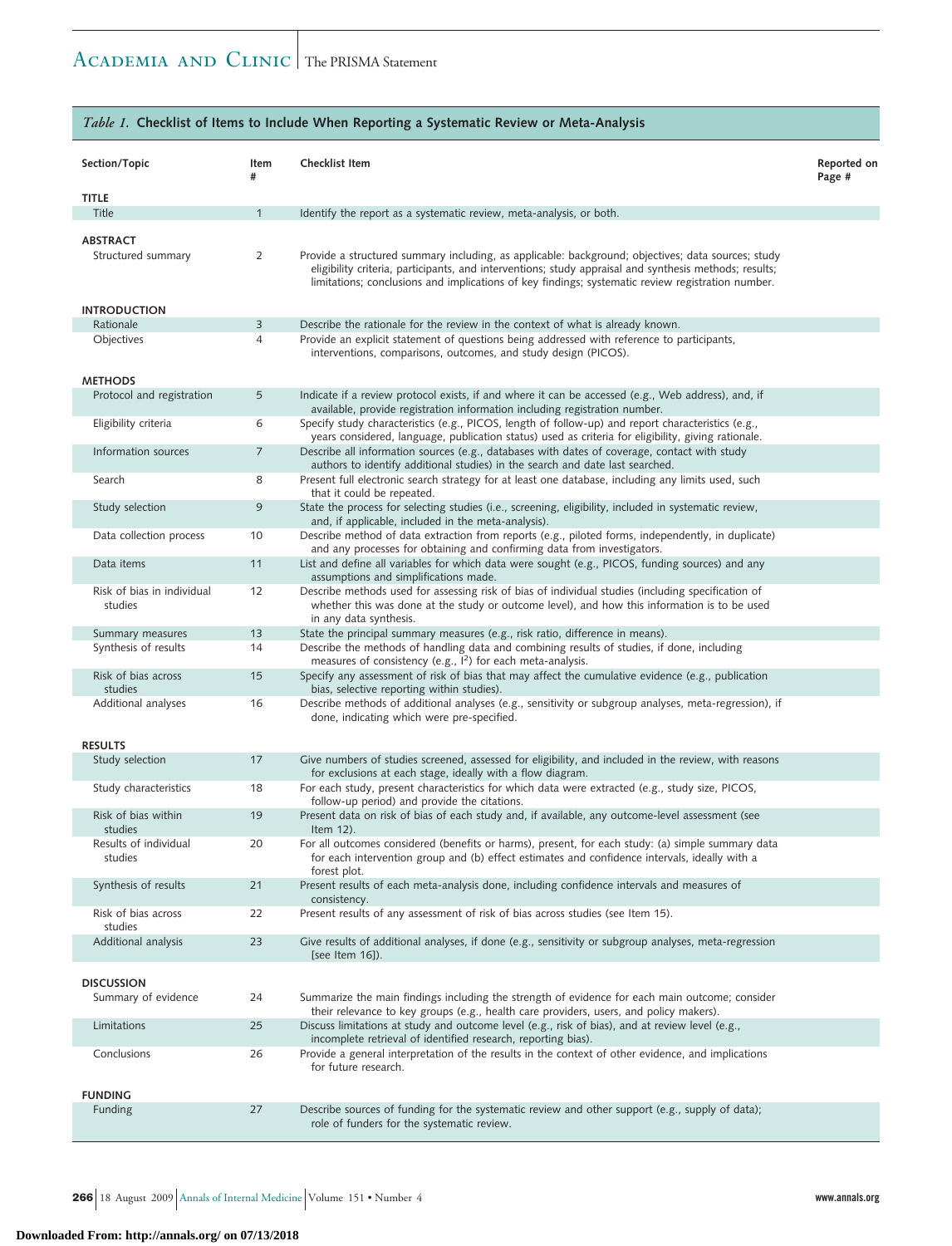*Table 1.* **Checklist of Items to Include When Reporting a Systematic Review or Meta-Analysis**

| Section/Topic | Item # | Checklist Item | Reported on Page # |
|---|---|---|---|
| **TITLE** | | | |
| Title | 1 | Identify the report as a systematic review, meta-analysis, or both. | |
| **ABSTRACT** | | | |
| Structured summary | 2 | Provide a structured summary including, as applicable: background; objectives; data sources; study eligibility criteria, participants, and interventions; study appraisal and synthesis methods; results; limitations; conclusions and implications of key findings; systematic review registration number. | |
| **INTRODUCTION** | | | |
| Rationale | 3 | Describe the rationale for the review in the context of what is already known. | |
| Objectives | 4 | Provide an explicit statement of questions being addressed with reference to participants, interventions, comparisons, outcomes, and study design (PICOS). | |
| **METHODS** | | | |
| Protocol and registration | 5 | Indicate if a review protocol exists, if and where it can be accessed (e.g., Web address), and, if available, provide registration information including registration number. | |
| Eligibility criteria | 6 | Specify study characteristics (e.g., PICOS, length of follow-up) and report characteristics (e.g., years considered, language, publication status) used as criteria for eligibility, giving rationale. | |
| Information sources | 7 | Describe all information sources (e.g., databases with dates of coverage, contact with study authors to identify additional studies) in the search and date last searched. | |
| Search | 8 | Present full electronic search strategy for at least one database, including any limits used, such that it could be repeated. | |
| Study selection | 9 | State the process for selecting studies (i.e., screening, eligibility, included in systematic review, and, if applicable, included in the meta-analysis). | |
| Data collection process | 10 | Describe method of data extraction from reports (e.g., piloted forms, independently, in duplicate) and any processes for obtaining and confirming data from investigators. | |
| Data items | 11 | List and define all variables for which data were sought (e.g., PICOS, funding sources) and any assumptions and simplifications made. | |
| Risk of bias in individual studies | 12 | Describe methods used for assessing risk of bias of individual studies (including specification of whether this was done at the study or outcome level), and how this information is to be used in any data synthesis. | |
| Summary measures | 13 | State the principal summary measures (e.g., risk ratio, difference in means). | |
| Synthesis of results | 14 | Describe the methods of handling data and combining results of studies, if done, including measures of consistency (e.g., $I^2$) for each meta-analysis. | |
| Risk of bias across studies | 15 | Specify any assessment of risk of bias that may affect the cumulative evidence (e.g., publication bias, selective reporting within studies). | |
| Additional analyses | 16 | Describe methods of additional analyses (e.g., sensitivity or subgroup analyses, meta-regression), if done, indicating which were pre-specified. | |
| **RESULTS** | | | |
| Study selection | 17 | Give numbers of studies screened, assessed for eligibility, and included in the review, with reasons for exclusions at each stage, ideally with a flow diagram. | |
| Study characteristics | 18 | For each study, present characteristics for which data were extracted (e.g., study size, PICOS, follow-up period) and provide the citations. | |
| Risk of bias within studies | 19 | Present data on risk of bias of each study and, if available, any outcome-level assessment (see Item 12). | |
| Results of individual studies | 20 | For all outcomes considered (benefits or harms), present, for each study: (a) simple summary data for each intervention group and (b) effect estimates and confidence intervals, ideally with a forest plot. | |
| Synthesis of results | 21 | Present results of each meta-analysis done, including confidence intervals and measures of consistency. | |
| Risk of bias across studies | 22 | Present results of any assessment of risk of bias across studies (see Item 15). | |
| Additional analysis | 23 | Give results of additional analyses, if done (e.g., sensitivity or subgroup analyses, meta-regression [see Item 16]). | |
| **DISCUSSION** | | | |
| Summary of evidence | 24 | Summarize the main findings including the strength of evidence for each main outcome; consider their relevance to key groups (e.g., health care providers, users, and policy makers). | |
| Limitations | 25 | Discuss limitations at study and outcome level (e.g., risk of bias), and at review level (e.g., incomplete retrieval of identified research, reporting bias). | |
| Conclusions | 26 | Provide a general interpretation of the results in the context of other evidence, and implications for future research. | |
| **FUNDING** | | | |
| Funding | 27 | Describe sources of funding for the systematic review and other support (e.g., supply of data); role of funders for the systematic review. | |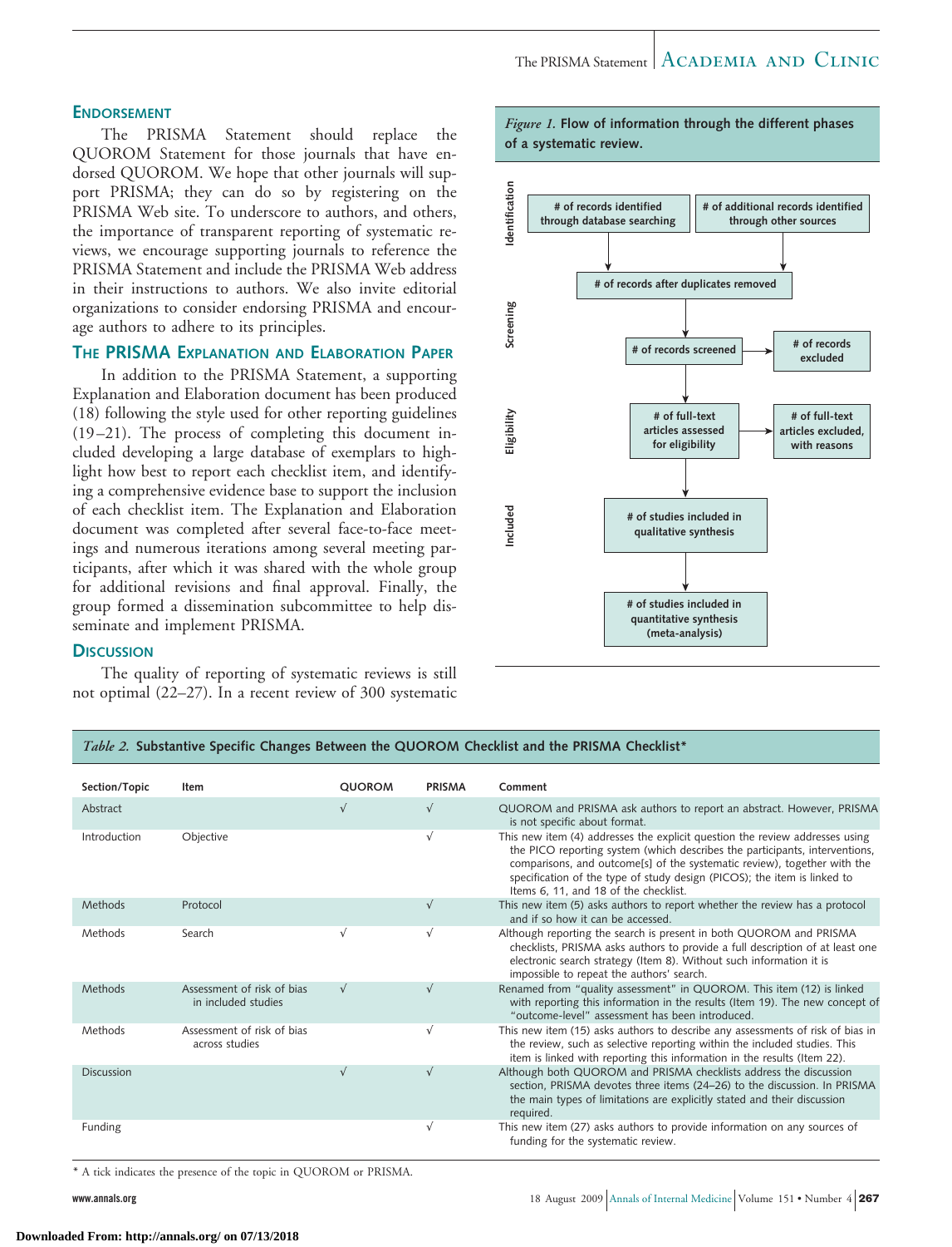## Endorsement

The PRISMA Statement should replace the QUOROM Statement for those journals that have endorsed QUOROM. We hope that other journals will support PRISMA; they can do so by registering on the PRISMA Web site. To underscore to authors, and others, the importance of transparent reporting of systematic reviews, we encourage supporting journals to reference the PRISMA Statement and include the PRISMA Web address in their instructions to authors. We also invite editorial organizations to consider endorsing PRISMA and encourage authors to adhere to its principles.

## The PRISMA Explanation and Elaboration Paper

In addition to the PRISMA Statement, a supporting Explanation and Elaboration document has been produced (18) following the style used for other reporting guidelines (19–21). The process of completing this document included developing a large database of exemplars to highlight how best to report each checklist item, and identifying a comprehensive evidence base to support the inclusion of each checklist item. The Explanation and Elaboration document was completed after several face-to-face meetings and numerous iterations among several meeting participants, after which it was shared with the whole group for additional revisions and final approval. Finally, the group formed a dissemination subcommittee to help disseminate and implement PRISMA.

## Discussion

The quality of reporting of systematic reviews is still not optimal (22–27). In a recent review of 300 systematic

*Figure 1.* **Flow of information through the different phases of a systematic review.**

**Identification**
- # of records identified through database searching
- # of additional records identified through other sources

**Screening**
- # of records after duplicates removed
- # of records screened → # of records excluded

**Eligibility**
- # of full-text articles assessed for eligibility → # of full-text articles excluded, with reasons

**Included**
- # of studies included in qualitative synthesis
- # of studies included in quantitative synthesis (meta-analysis)

*Table 2.* **Substantive Specific Changes Between the QUOROM Checklist and the PRISMA Checklist***

| Section/Topic | Item | QUOROM | PRISMA | Comment |
|---|---|---|---|---|
| Abstract | | √ | √ | QUOROM and PRISMA ask authors to report an abstract. However, PRISMA is not specific about format. |
| Introduction | Objective | | √ | This new item (4) addresses the explicit question the review addresses using the PICO reporting system (which describes the participants, interventions, comparisons, and outcome[s] of the systematic review), together with the specification of the type of study design (PICOS); the item is linked to Items 6, 11, and 18 of the checklist. |
| Methods | Protocol | | √ | This new item (5) asks authors to report whether the review has a protocol and if so how it can be accessed. |
| Methods | Search | √ | √ | Although reporting the search is present in both QUOROM and PRISMA checklists, PRISMA asks authors to provide a full description of at least one electronic search strategy (Item 8). Without such information it is impossible to repeat the authors' search. |
| Methods | Assessment of risk of bias in included studies | √ | √ | Renamed from "quality assessment" in QUOROM. This item (12) is linked with reporting this information in the results (Item 19). The new concept of "outcome-level" assessment has been introduced. |
| Methods | Assessment of risk of bias across studies | | √ | This new item (15) asks authors to describe any assessments of risk of bias in the review, such as selective reporting within the included studies. This item is linked with reporting this information in the results (Item 22). |
| Discussion | | √ | √ | Although both QUOROM and PRISMA checklists address the discussion section, PRISMA devotes three items (24–26) to the discussion. In PRISMA the main types of limitations are explicitly stated and their discussion required. |
| Funding | | | √ | This new item (27) asks authors to provide information on any sources of funding for the systematic review. |

* A tick indicates the presence of the topic in QUOROM or PRISMA.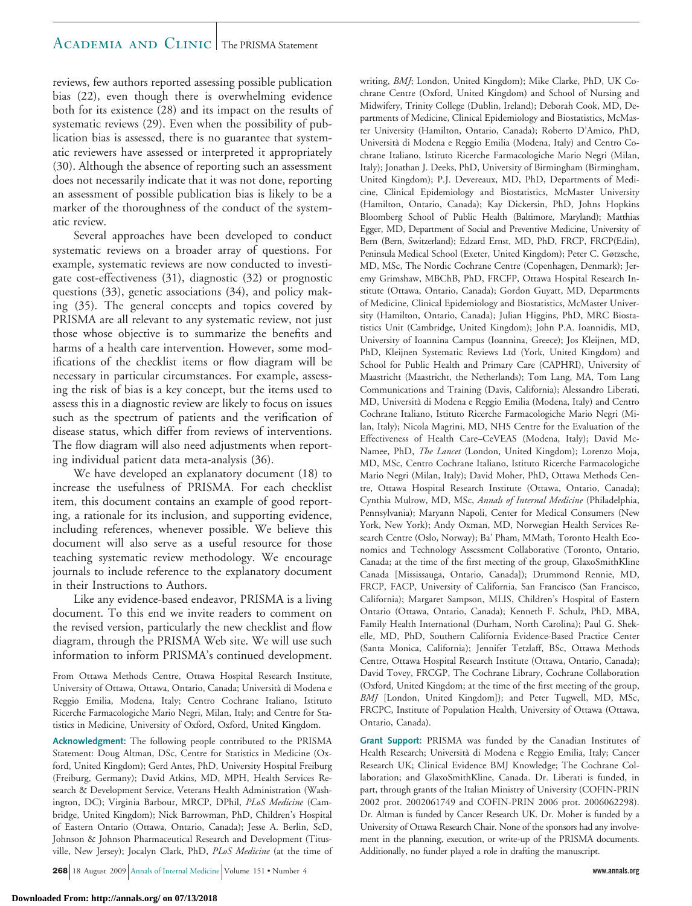reviews, few authors reported assessing possible publication bias (22), even though there is overwhelming evidence both for its existence (28) and its impact on the results of systematic reviews (29). Even when the possibility of publication bias is assessed, there is no guarantee that systematic reviewers have assessed or interpreted it appropriately (30). Although the absence of reporting such an assessment does not necessarily indicate that it was not done, reporting an assessment of possible publication bias is likely to be a marker of the thoroughness of the conduct of the systematic review.

Several approaches have been developed to conduct systematic reviews on a broader array of questions. For example, systematic reviews are now conducted to investigate cost-effectiveness (31), diagnostic (32) or prognostic questions (33), genetic associations (34), and policy making (35). The general concepts and topics covered by PRISMA are all relevant to any systematic review, not just those whose objective is to summarize the benefits and harms of a health care intervention. However, some modifications of the checklist items or flow diagram will be necessary in particular circumstances. For example, assessing the risk of bias is a key concept, but the items used to assess this in a diagnostic review are likely to focus on issues such as the spectrum of patients and the verification of disease status, which differ from reviews of interventions. The flow diagram will also need adjustments when reporting individual patient data meta-analysis (36).

We have developed an explanatory document (18) to increase the usefulness of PRISMA. For each checklist item, this document contains an example of good reporting, a rationale for its inclusion, and supporting evidence, including references, whenever possible. We believe this document will also serve as a useful resource for those teaching systematic review methodology. We encourage journals to include reference to the explanatory document in their Instructions to Authors.

Like any evidence-based endeavor, PRISMA is a living document. To this end we invite readers to comment on the revised version, particularly the new checklist and flow diagram, through the PRISMA Web site. We will use such information to inform PRISMA's continued development.

From Ottawa Methods Centre, Ottawa Hospital Research Institute, University of Ottawa, Ottawa, Ontario, Canada; Università di Modena e Reggio Emilia, Modena, Italy; Centro Cochrane Italiano, Istituto Ricerche Farmacologiche Mario Negri, Milan, Italy; and Centre for Statistics in Medicine, University of Oxford, Oxford, United Kingdom.

**Acknowledgment:** The following people contributed to the PRISMA Statement: Doug Altman, DSc, Centre for Statistics in Medicine (Oxford, United Kingdom); Gerd Antes, PhD, University Hospital Freiburg (Freiburg, Germany); David Atkins, MD, MPH, Health Services Research & Development Service, Veterans Health Administration (Washington, DC); Virginia Barbour, MRCP, DPhil, *PLoS Medicine* (Cambridge, United Kingdom); Nick Barrowman, PhD, Children's Hospital of Eastern Ontario (Ottawa, Ontario, Canada); Jesse A. Berlin, ScD, Johnson & Johnson Pharmaceutical Research and Development (Titusville, New Jersey); Jocalyn Clark, PhD, *PLoS Medicine* (at the time of writing, *BMJ*; London, United Kingdom); Mike Clarke, PhD, UK Cochrane Centre (Oxford, United Kingdom) and School of Nursing and Midwifery, Trinity College (Dublin, Ireland); Deborah Cook, MD, Departments of Medicine, Clinical Epidemiology and Biostatistics, McMaster University (Hamilton, Ontario, Canada); Roberto D'Amico, PhD, Università di Modena e Reggio Emilia (Modena, Italy) and Centro Cochrane Italiano, Istituto Ricerche Farmacologiche Mario Negri (Milan, Italy); Jonathan J. Deeks, PhD, University of Birmingham (Birmingham, United Kingdom); P.J. Devereaux, MD, PhD, Departments of Medicine, Clinical Epidemiology and Biostatistics, McMaster University (Hamilton, Ontario, Canada); Kay Dickersin, PhD, Johns Hopkins Bloomberg School of Public Health (Baltimore, Maryland); Matthias Egger, MD, Department of Social and Preventive Medicine, University of Bern (Bern, Switzerland); Edzard Ernst, MD, PhD, FRCP, FRCP(Edin), Peninsula Medical School (Exeter, United Kingdom); Peter C. Gøtzsche, MD, MSc, The Nordic Cochrane Centre (Copenhagen, Denmark); Jeremy Grimshaw, MBChB, PhD, FRCFP, Ottawa Hospital Research Institute (Ottawa, Ontario, Canada); Gordon Guyatt, MD, Departments of Medicine, Clinical Epidemiology and Biostatistics, McMaster University (Hamilton, Ontario, Canada); Julian Higgins, PhD, MRC Biostatistics Unit (Cambridge, United Kingdom); John P.A. Ioannidis, MD, University of Ioannina Campus (Ioannina, Greece); Jos Kleijnen, MD, PhD, Kleijnen Systematic Reviews Ltd (York, United Kingdom) and School for Public Health and Primary Care (CAPHRI), University of Maastricht (Maastricht, the Netherlands); Tom Lang, MA, Tom Lang Communications and Training (Davis, California); Alessandro Liberati, MD, Università di Modena e Reggio Emilia (Modena, Italy) and Centro Cochrane Italiano, Istituto Ricerche Farmacologiche Mario Negri (Milan, Italy); Nicola Magrini, MD, NHS Centre for the Evaluation of the Effectiveness of Health Care–CeVEAS (Modena, Italy); David McNamee, PhD, *The Lancet* (London, United Kingdom); Lorenzo Moja, MD, MSc, Centro Cochrane Italiano, Istituto Ricerche Farmacologiche Mario Negri (Milan, Italy); David Moher, PhD, Ottawa Methods Centre, Ottawa Hospital Research Institute (Ottawa, Ontario, Canada); Cynthia Mulrow, MD, MSc, *Annals of Internal Medicine* (Philadelphia, Pennsylvania); Maryann Napoli, Center for Medical Consumers (New York, New York); Andy Oxman, MD, Norwegian Health Services Research Centre (Oslo, Norway); Ba' Pham, MMath, Toronto Health Economics and Technology Assessment Collaborative (Toronto, Ontario, Canada; at the time of the first meeting of the group, GlaxoSmithKline Canada [Mississauga, Ontario, Canada]); Drummond Rennie, MD, FRCP, FACP, University of California, San Francisco (San Francisco, California); Margaret Sampson, MLIS, Children's Hospital of Eastern Ontario (Ottawa, Ontario, Canada); Kenneth F. Schulz, PhD, MBA, Family Health International (Durham, North Carolina); Paul G. Shekelle, MD, PhD, Southern California Evidence-Based Practice Center (Santa Monica, California); Jennifer Tetzlaff, BSc, Ottawa Methods Centre, Ottawa Hospital Research Institute (Ottawa, Ontario, Canada); David Tovey, FRCGP, The Cochrane Library, Cochrane Collaboration (Oxford, United Kingdom; at the time of the first meeting of the group, *BMJ* [London, United Kingdom]); and Peter Tugwell, MD, MSc, FRCPC, Institute of Population Health, University of Ottawa (Ottawa, Ontario, Canada).

**Grant Support:** PRISMA was funded by the Canadian Institutes of Health Research; Università di Modena e Reggio Emilia, Italy; Cancer Research UK; Clinical Evidence BMJ Knowledge; The Cochrane Collaboration; and GlaxoSmithKline, Canada. Dr. Liberati is funded, in part, through grants of the Italian Ministry of University (COFIN-PRIN 2002 prot. 2002061749 and COFIN-PRIN 2006 prot. 2006062298). Dr. Altman is funded by Cancer Research UK. Dr. Moher is funded by a University of Ottawa Research Chair. None of the sponsors had any involvement in the planning, execution, or write-up of the PRISMA documents. Additionally, no funder played a role in drafting the manuscript.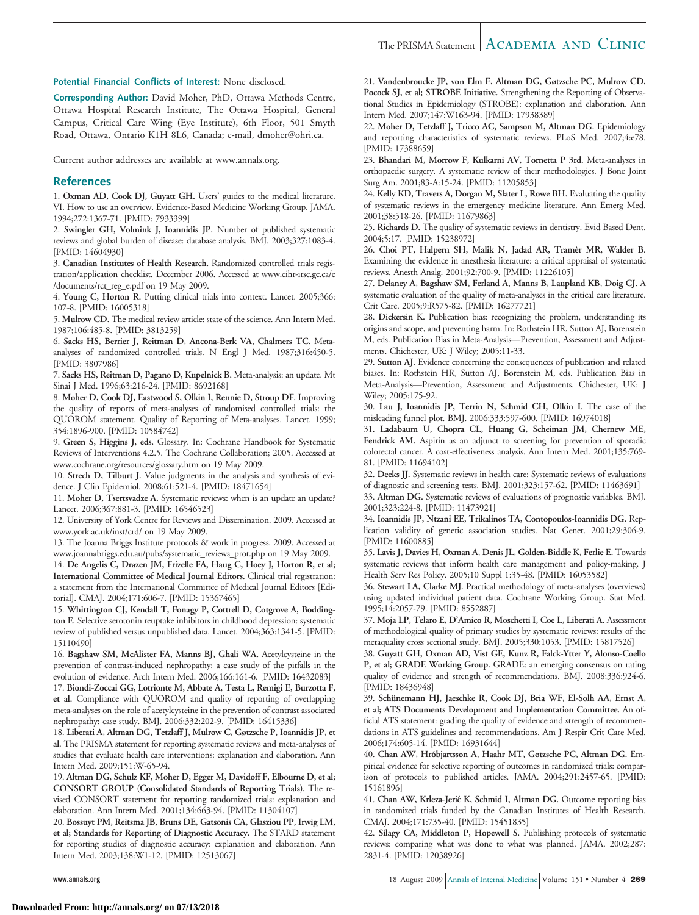**Potential Financial Conflicts of Interest:** None disclosed.

**Corresponding Author:** David Moher, PhD, Ottawa Methods Centre, Ottawa Hospital Research Institute, The Ottawa Hospital, General Campus, Critical Care Wing (Eye Institute), 6th Floor, 501 Smyth Road, Ottawa, Ontario K1H 8L6, Canada; e-mail, dmoher@ohri.ca.

Current author addresses are available at www.annals.org.

## References

1. **Oxman AD, Cook DJ, Guyatt GH.** Users' guides to the medical literature. VI. How to use an overview. Evidence-Based Medicine Working Group. JAMA. 1994;272:1367-71. [PMID: 7933399]
2. **Swingler GH, Volmink J, Ioannidis JP.** Number of published systematic reviews and global burden of disease: database analysis. BMJ. 2003;327:1083-4. [PMID: 14604930]
3. **Canadian Institutes of Health Research.** Randomized controlled trials registration/application checklist. December 2006. Accessed at www.cihr-irsc.gc.ca/e/documents/rct_reg_e.pdf on 19 May 2009.
4. **Young C, Horton R.** Putting clinical trials into context. Lancet. 2005;366:107-8. [PMID: 16005318]
5. **Mulrow CD.** The medical review article: state of the science. Ann Intern Med. 1987;106:485-8. [PMID: 3813259]
6. **Sacks HS, Berrier J, Reitman D, Ancona-Berk VA, Chalmers TC.** Meta-analyses of randomized controlled trials. N Engl J Med. 1987;316:450-5. [PMID: 3807986]
7. **Sacks HS, Reitman D, Pagano D, Kupelnick B.** Meta-analysis: an update. Mt Sinai J Med. 1996;63:216-24. [PMID: 8692168]
8. **Moher D, Cook DJ, Eastwood S, Olkin I, Rennie D, Stroup DF.** Improving the quality of reports of meta-analyses of randomised controlled trials: the QUOROM statement. Quality of Reporting of Meta-analyses. Lancet. 1999;354:1896-900. [PMID: 10584742]
9. **Green S, Higgins J, eds.** Glossary. In: Cochrane Handbook for Systematic Reviews of Interventions 4.2.5. The Cochrane Collaboration; 2005. Accessed at www.cochrane.org/resources/glossary.htm on 19 May 2009.
10. **Strech D, Tilburt J.** Value judgments in the analysis and synthesis of evidence. J Clin Epidemiol. 2008;61:521-4. [PMID: 18471654]
11. **Moher D, Tsertsvadze A.** Systematic reviews: when is an update an update? Lancet. 2006;367:881-3. [PMID: 16546523]
12. University of York Centre for Reviews and Dissemination. 2009. Accessed at www.york.ac.uk/inst/crd/ on 19 May 2009.
13. The Joanna Briggs Institute protocols & work in progress. 2009. Accessed at www.joannabriggs.edu.au/pubs/systematic_reviews_prot.php on 19 May 2009.
14. **De Angelis C, Drazen JM, Frizelle FA, Haug C, Hoey J, Horton R, et al; International Committee of Medical Journal Editors.** Clinical trial registration: a statement from the International Committee of Medical Journal Editors [Editorial]. CMAJ. 2004;171:606-7. [PMID: 15367465]
15. **Whittington CJ, Kendall T, Fonagy P, Cottrell D, Cotgrove A, Boddington E.** Selective serotonin reuptake inhibitors in childhood depression: systematic review of published versus unpublished data. Lancet. 2004;363:1341-5. [PMID: 15110490]
16. **Bagshaw SM, McAlister FA, Manns BJ, Ghali WA.** Acetylcysteine in the prevention of contrast-induced nephropathy: a case study of the pitfalls in the evolution of evidence. Arch Intern Med. 2006;166:161-6. [PMID: 16432083]
17. **Biondi-Zoccai GG, Lotrionte M, Abbate A, Testa L, Remigi E, Burzotta F, et al.** Compliance with QUOROM and quality of reporting of overlapping meta-analyses on the role of acetylcysteine in the prevention of contrast associated nephropathy: case study. BMJ. 2006;332:202-9. [PMID: 16415336]
18. **Liberati A, Altman DG, Tetzlaff J, Mulrow C, Gøtzsche P, Ioannidis JP, et al.** The PRISMA statement for reporting systematic reviews and meta-analyses of studies that evaluate health care interventions: explanation and elaboration. Ann Intern Med. 2009;151:W-65-94.
19. **Altman DG, Schulz KF, Moher D, Egger M, Davidoff F, Elbourne D, et al; CONSORT GROUP (Consolidated Standards of Reporting Trials).** The revised CONSORT statement for reporting randomized trials: explanation and elaboration. Ann Intern Med. 2001;134:663-94. [PMID: 11304107]
20. **Bossuyt PM, Reitsma JB, Bruns DE, Gatsonis CA, Glasziou PP, Irwig LM, et al; Standards for Reporting of Diagnostic Accuracy.** The STARD statement for reporting studies of diagnostic accuracy: explanation and elaboration. Ann Intern Med. 2003;138:W1-12. [PMID: 12513067]
21. **Vandenbroucke JP, von Elm E, Altman DG, Gøtzsche PC, Mulrow CD, Pocock SJ, et al; STROBE Initiative.** Strengthening the Reporting of Observational Studies in Epidemiology (STROBE): explanation and elaboration. Ann Intern Med. 2007;147:W163-94. [PMID: 17938389]
22. **Moher D, Tetzlaff J, Tricco AC, Sampson M, Altman DG.** Epidemiology and reporting characteristics of systematic reviews. PLoS Med. 2007;4:e78. [PMID: 17388659]
23. **Bhandari M, Morrow F, Kulkarni AV, Tornetta P 3rd.** Meta-analyses in orthopaedic surgery. A systematic review of their methodologies. J Bone Joint Surg Am. 2001;83-A:15-24. [PMID: 11205853]
24. **Kelly KD, Travers A, Dorgan M, Slater L, Rowe BH.** Evaluating the quality of systematic reviews in the emergency medicine literature. Ann Emerg Med. 2001;38:518-26. [PMID: 11679863]
25. **Richards D.** The quality of systematic reviews in dentistry. Evid Based Dent. 2004;5:17. [PMID: 15238972]
26. **Choi PT, Halpern SH, Malik N, Jadad AR, Tramèr MR, Walder B.** Examining the evidence in anesthesia literature: a critical appraisal of systematic reviews. Anesth Analg. 2001;92:700-9. [PMID: 11226105]
27. **Delaney A, Bagshaw SM, Ferland A, Manns B, Laupland KB, Doig CJ.** A systematic evaluation of the quality of meta-analyses in the critical care literature. Crit Care. 2005;9:R575-82. [PMID: 16277721]
28. **Dickersin K.** Publication bias: recognizing the problem, understanding its origins and scope, and preventing harm. In: Rothstein HR, Sutton AJ, Borenstein M, eds. Publication Bias in Meta-Analysis—Prevention, Assessment and Adjustments. Chichester, UK: J Wiley; 2005:11-33.
29. **Sutton AJ.** Evidence concerning the consequences of publication and related biases. In: Rothstein HR, Sutton AJ, Borenstein M, eds. Publication Bias in Meta-Analysis—Prevention, Assessment and Adjustments. Chichester, UK: J Wiley; 2005:175-92.
30. **Lau J, Ioannidis JP, Terrin N, Schmid CH, Olkin I.** The case of the misleading funnel plot. BMJ. 2006;333:597-600. [PMID: 16974018]
31. **Ladabaum U, Chopra CL, Huang G, Scheiman JM, Chernew ME, Fendrick AM.** Aspirin as an adjunct to screening for prevention of sporadic colorectal cancer. A cost-effectiveness analysis. Ann Intern Med. 2001;135:769-81. [PMID: 11694102]
32. **Deeks JJ.** Systematic reviews in health care: Systematic reviews of evaluations of diagnostic and screening tests. BMJ. 2001;323:157-62. [PMID: 11463691]
33. **Altman DG.** Systematic reviews of evaluations of prognostic variables. BMJ. 2001;323:224-8. [PMID: 11473921]
34. **Ioannidis JP, Ntzani EE, Trikalinos TA, Contopoulos-Ioannidis DG.** Replication validity of genetic association studies. Nat Genet. 2001;29:306-9. [PMID: 11600885]
35. **Lavis J, Davies H, Oxman A, Denis JL, Golden-Biddle K, Ferlie E.** Towards systematic reviews that inform health care management and policy-making. J Health Serv Res Policy. 2005;10 Suppl 1:35-48. [PMID: 16053582]
36. **Stewart LA, Clarke MJ.** Practical methodology of meta-analyses (overviews) using updated individual patient data. Cochrane Working Group. Stat Med. 1995;14:2057-79. [PMID: 8552887]
37. **Moja LP, Telaro E, D'Amico R, Moschetti I, Coe L, Liberati A.** Assessment of methodological quality of primary studies by systematic reviews: results of the metaquality cross sectional study. BMJ. 2005;330:1053. [PMID: 15817526]
38. **Guyatt GH, Oxman AD, Vist GE, Kunz R, Falck-Ytter Y, Alonso-Coello P, et al; GRADE Working Group.** GRADE: an emerging consensus on rating quality of evidence and strength of recommendations. BMJ. 2008;336:924-6. [PMID: 18436948]
39. **Schünemann HJ, Jaeschke R, Cook DJ, Bria WF, El-Solh AA, Ernst A, et al; ATS Documents Development and Implementation Committee.** An official ATS statement: grading the quality of evidence and strength of recommendations in ATS guidelines and recommendations. Am J Respir Crit Care Med. 2006;174:605-14. [PMID: 16931644]
40. **Chan AW, Hróbjartsson A, Haahr MT, Gøtzsche PC, Altman DG.** Empirical evidence for selective reporting of outcomes in randomized trials: comparison of protocols to published articles. JAMA. 2004;291:2457-65. [PMID: 15161896]
41. **Chan AW, Krleza-Jerić K, Schmid I, Altman DG.** Outcome reporting bias in randomized trials funded by the Canadian Institutes of Health Research. CMAJ. 2004;171:735-40. [PMID: 15451835]
42. **Silagy CA, Middleton P, Hopewell S.** Publishing protocols of systematic reviews: comparing what was done to what was planned. JAMA. 2002;287:2831-4. [PMID: 12038926]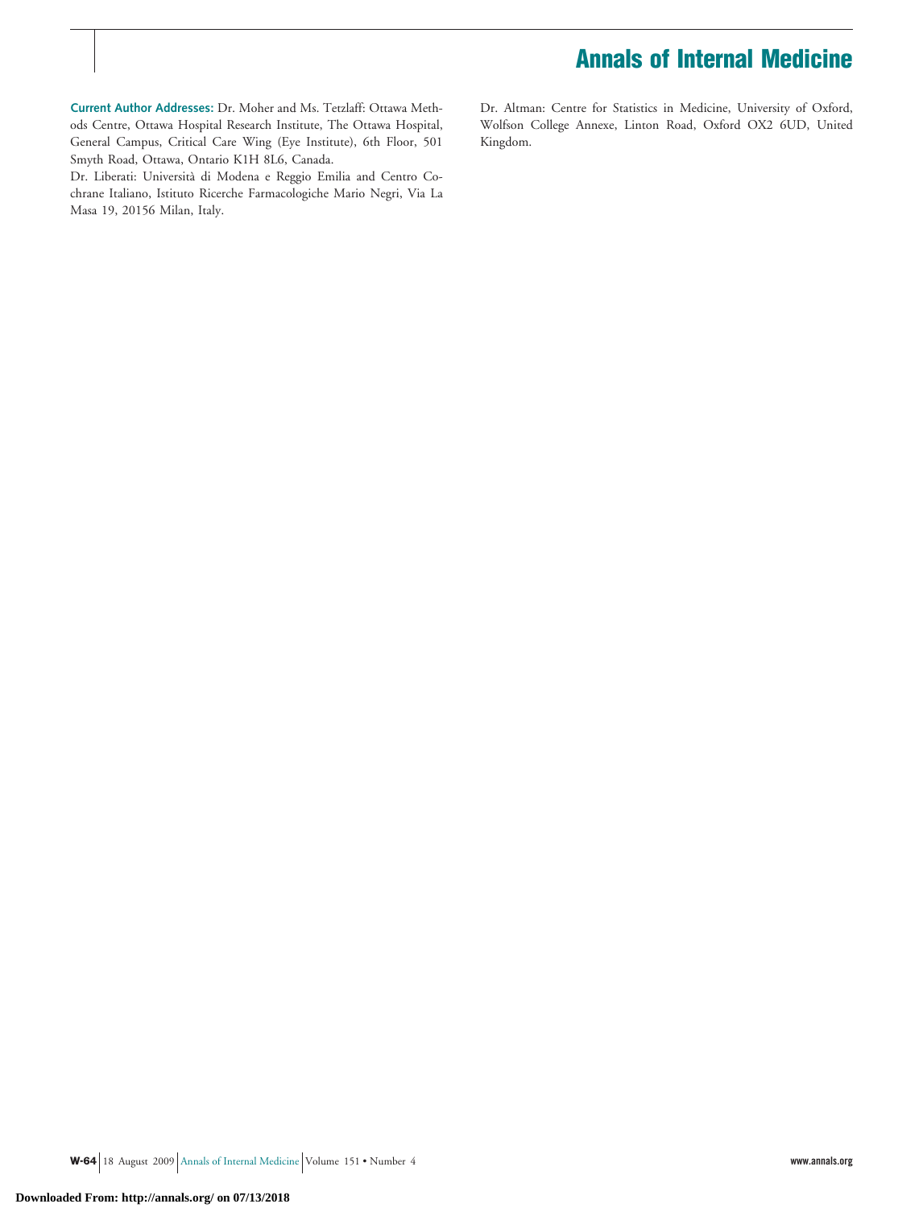**Current Author Addresses:** Dr. Moher and Ms. Tetzlaff: Ottawa Methods Centre, Ottawa Hospital Research Institute, The Ottawa Hospital, General Campus, Critical Care Wing (Eye Institute), 6th Floor, 501 Smyth Road, Ottawa, Ontario K1H 8L6, Canada.

Dr. Liberati: Università di Modena e Reggio Emilia and Centro Cochrane Italiano, Istituto Ricerche Farmacologiche Mario Negri, Via La Masa 19, 20156 Milan, Italy.

Dr. Altman: Centre for Statistics in Medicine, University of Oxford, Wolfson College Annexe, Linton Road, Oxford OX2 6UD, United Kingdom.